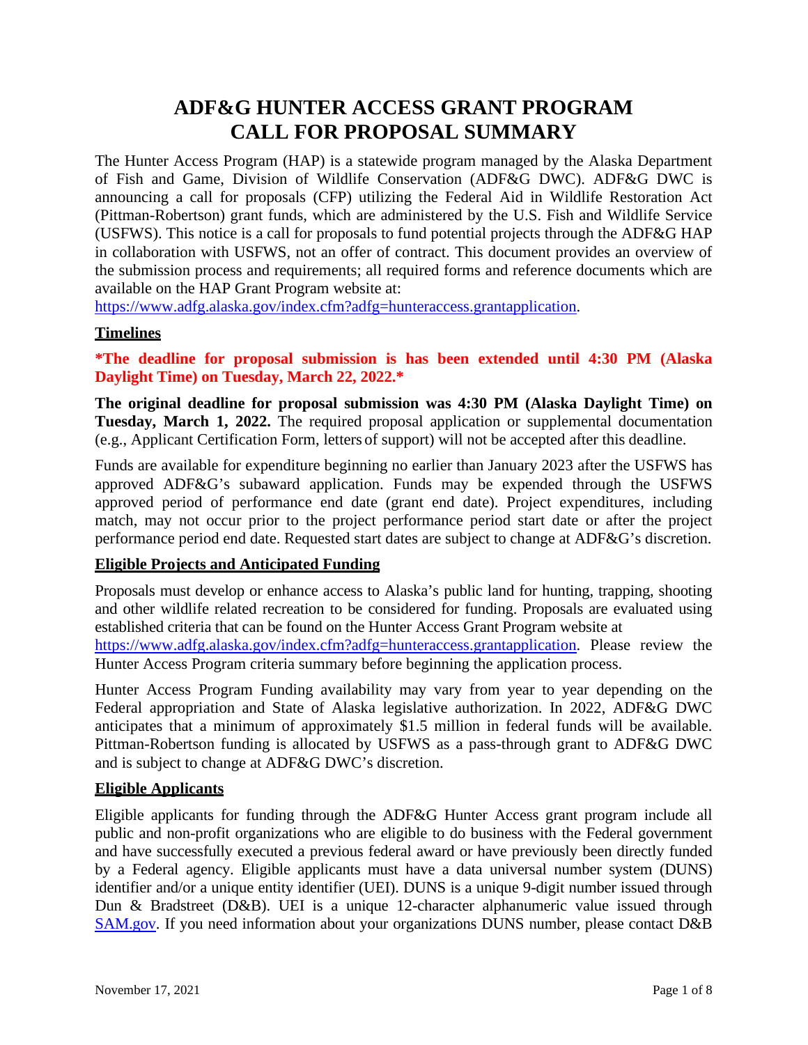# ADF&G HUNTER ACCESS GRANT PROGRAM CALL FOR PROPOSAL SUMMARY

The Hunter Access Program (HAP) is a statewide program managed by the Alaska Department of Fish and Game, Division of Wildlife Conservation (ADF&G DWC). ADF&G DWC is announcing a call for proposals (CFP) utilizing the Federal Aid in Wildlife Restoration Act (Pittman-Robertson) grant funds, which are administered by the U.S. Fish and Wildlife Service (USFWS). This notice is a call for proposals to fund potential projects through the ADF&G HAP in collaboration with USFWS, not an offer of contract. This document provides an overview of the submission process and requirements; all required forms and reference documents which are available on the HAP Grant Program website at: https://www.adfg.alaska.gov/index.cfm?adfg=hunteraccess.grantapplication.

## Timelines

**\*The deadline for proposal submission is has been extended until 4:30 PM (Alaska Daylight Time) on Tuesday, March 22, 2022.\***

**The original deadline for proposal submission was 4:30 PM (Alaska Daylight Time) on Tuesday, March 1, 2022.** The required proposal application or supplemental documentation (e.g., Applicant Certification Form, letters of support) will not be accepted after this deadline.

Funds are available for expenditure beginning no earlier than January 2023 after the USFWS has approved ADF&G's subaward application. Funds may be expended through the USFWS approved period of performance end date (grant end date). Project expenditures, including match, may not occur prior to the project performance period start date or after the project performance period end date. Requested start dates are subject to change at ADF&G's discretion.

## Eligible Projects and Anticipated Funding

Proposals must develop or enhance access to Alaska's public land for hunting, trapping, shooting and other wildlife related recreation to be considered for funding. Proposals are evaluated using established criteria that can be found on the Hunter Access Grant Program website at https://www.adfg.alaska.gov/index.cfm?adfg=hunteraccess.grantapplication. Please review the Hunter Access Program criteria summary before beginning the application process.

Hunter Access Program Funding availability may vary from year to year depending on the Federal appropriation and State of Alaska legislative authorization. In 2022, ADF&G DWC anticipates that a minimum of approximately $1.5 million in federal funds will be available. Pittman-Robertson funding is allocated by USFWS as a pass-through grant to ADF&G DWC and is subject to change at ADF&G DWC's discretion.

## Eligible Applicants

Eligible applicants for funding through the ADF&G Hunter Access grant program include all public and non-profit organizations who are eligible to do business with the Federal government and have successfully executed a previous federal award or have previously been directly funded by a Federal agency. Eligible applicants must have a data universal number system (DUNS) identifier and/or a unique entity identifier (UEI). DUNS is a unique 9-digit number issued through Dun & Bradstreet (D&B). UEI is a unique 12-character alphanumeric value issued through SAM.gov. If you need information about your organizations DUNS number, please contact D&B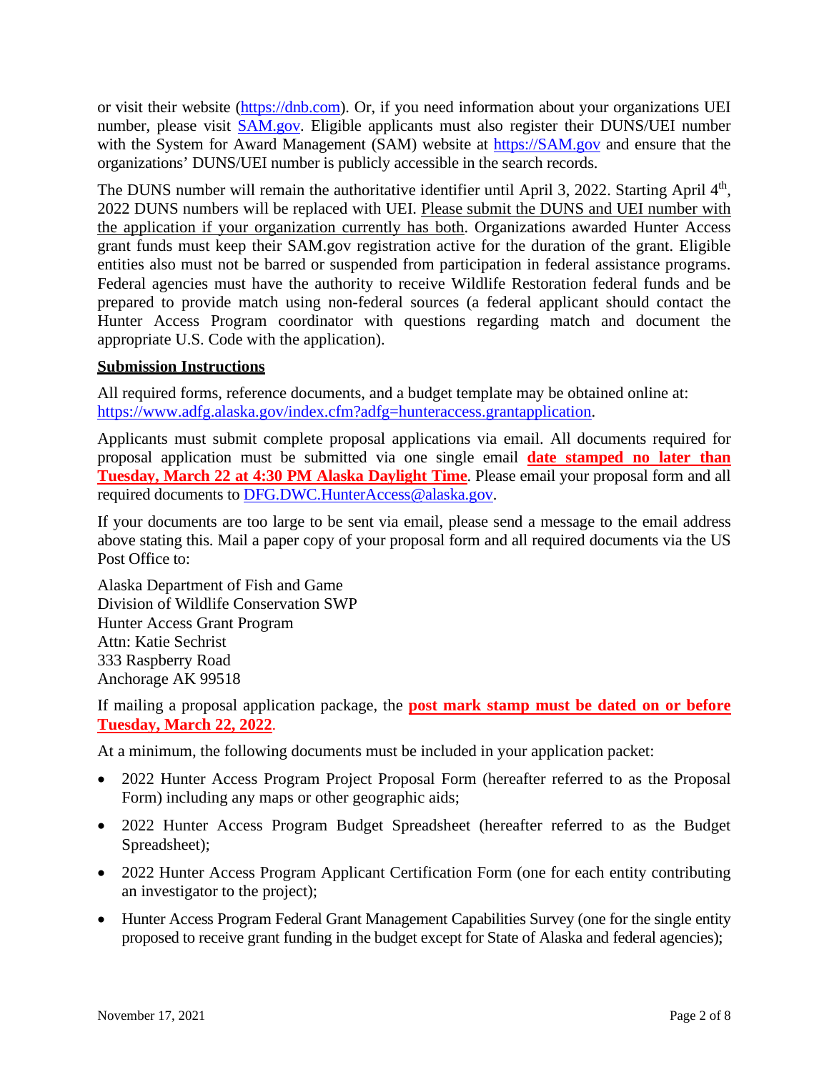or visit their website ([https://dnb.com](https://dnb.com)). Or, if you need information about your organizations UEI number, please visit [SAM.gov](https://SAM.gov). Eligible applicants must also register their DUNS/UEI number with the System for Award Management (SAM) website at [https://SAM.gov](https://SAM.gov) and ensure that the organizations' DUNS/UEI number is publicly accessible in the search records.

The DUNS number will remain the authoritative identifier until April 3, 2022. Starting April 4th, 2022 DUNS numbers will be replaced with UEI. <u>Please submit the DUNS and UEI number with the application if your organization currently has both</u>. Organizations awarded Hunter Access grant funds must keep their SAM.gov registration active for the duration of the grant. Eligible entities also must not be barred or suspended from participation in federal assistance programs. Federal agencies must have the authority to receive Wildlife Restoration federal funds and be prepared to provide match using non-federal sources (a federal applicant should contact the Hunter Access Program coordinator with questions regarding match and document the appropriate U.S. Code with the application).

**<u>Submission Instructions</u>**

All required forms, reference documents, and a budget template may be obtained online at: [https://www.adfg.alaska.gov/index.cfm?adfg=hunteraccess.grantapplication](https://www.adfg.alaska.gov/index.cfm?adfg=hunteraccess.grantapplication).

Applicants must submit complete proposal applications via email. All documents required for proposal application must be submitted via one single email **<u>date stamped no later than Tuesday, March 22 at 4:30 PM Alaska Daylight Time</u>**. Please email your proposal form and all required documents to [DFG.DWC.HunterAccess@alaska.gov](mailto:DFG.DWC.HunterAccess@alaska.gov).

If your documents are too large to be sent via email, please send a message to the email address above stating this. Mail a paper copy of your proposal form and all required documents via the US Post Office to:

Alaska Department of Fish and Game
Division of Wildlife Conservation SWP
Hunter Access Grant Program
Attn: Katie Sechrist
333 Raspberry Road
Anchorage AK 99518

If mailing a proposal application package, the **<u>post mark stamp must be dated on or before Tuesday, March 22, 2022</u>**.

At a minimum, the following documents must be included in your application packet:

- 2022 Hunter Access Program Project Proposal Form (hereafter referred to as the Proposal Form) including any maps or other geographic aids;
- 2022 Hunter Access Program Budget Spreadsheet (hereafter referred to as the Budget Spreadsheet);
- 2022 Hunter Access Program Applicant Certification Form (one for each entity contributing an investigator to the project);
- Hunter Access Program Federal Grant Management Capabilities Survey (one for the single entity proposed to receive grant funding in the budget except for State of Alaska and federal agencies);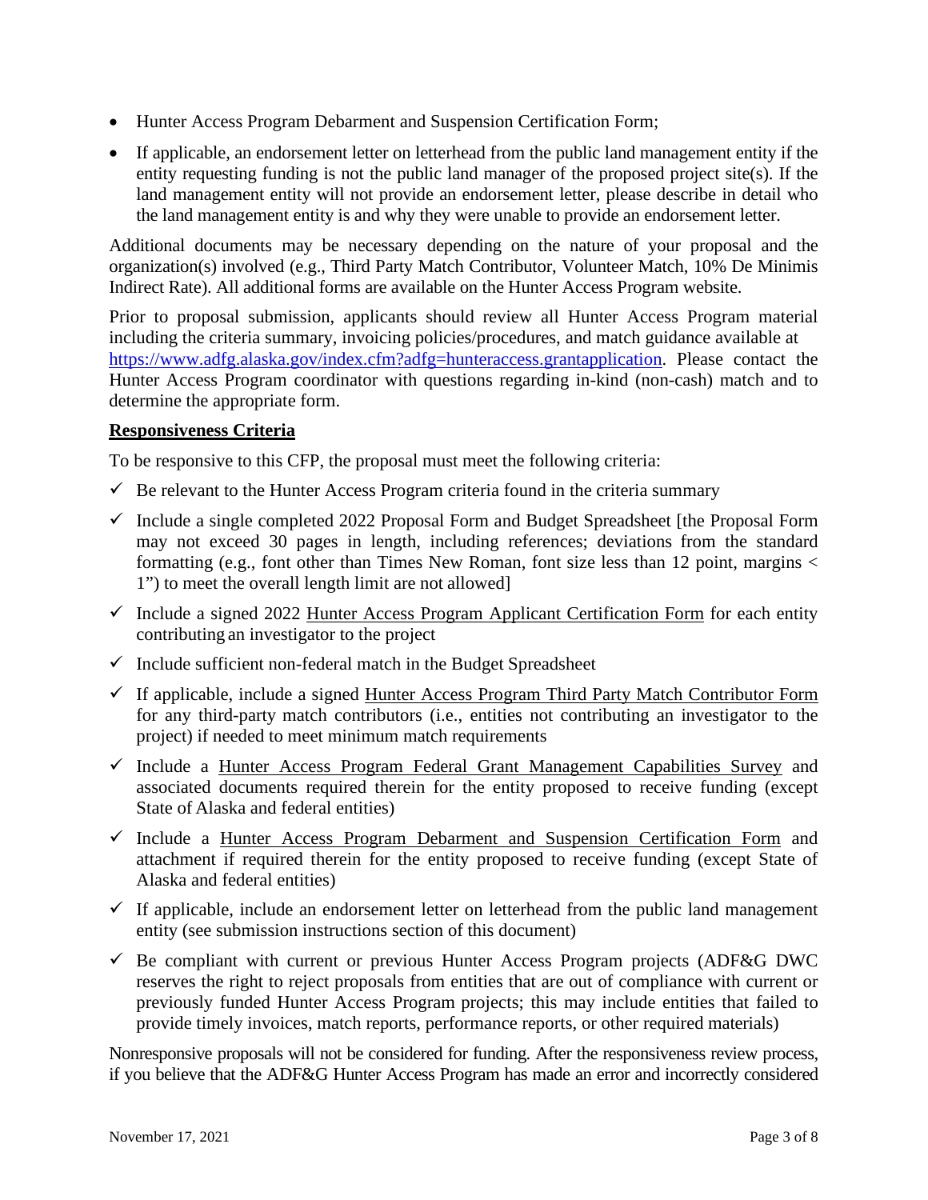- Hunter Access Program Debarment and Suspension Certification Form;
- If applicable, an endorsement letter on letterhead from the public land management entity if the entity requesting funding is not the public land manager of the proposed project site(s). If the land management entity will not provide an endorsement letter, please describe in detail who the land management entity is and why they were unable to provide an endorsement letter.

Additional documents may be necessary depending on the nature of your proposal and the organization(s) involved (e.g., Third Party Match Contributor, Volunteer Match, 10% De Minimis Indirect Rate). All additional forms are available on the Hunter Access Program website.

Prior to proposal submission, applicants should review all Hunter Access Program material including the criteria summary, invoicing policies/procedures, and match guidance available at https://www.adfg.alaska.gov/index.cfm?adfg=hunteraccess.grantapplication. Please contact the Hunter Access Program coordinator with questions regarding in-kind (non-cash) match and to determine the appropriate form.

**Responsiveness Criteria**

To be responsive to this CFP, the proposal must meet the following criteria:

- ✓ Be relevant to the Hunter Access Program criteria found in the criteria summary
- ✓ Include a single completed 2022 Proposal Form and Budget Spreadsheet [the Proposal Form may not exceed 30 pages in length, including references; deviations from the standard formatting (e.g., font other than Times New Roman, font size less than 12 point, margins < 1") to meet the overall length limit are not allowed]
- ✓ Include a signed 2022 Hunter Access Program Applicant Certification Form for each entity contributing an investigator to the project
- ✓ Include sufficient non-federal match in the Budget Spreadsheet
- ✓ If applicable, include a signed Hunter Access Program Third Party Match Contributor Form for any third-party match contributors (i.e., entities not contributing an investigator to the project) if needed to meet minimum match requirements
- ✓ Include a Hunter Access Program Federal Grant Management Capabilities Survey and associated documents required therein for the entity proposed to receive funding (except State of Alaska and federal entities)
- ✓ Include a Hunter Access Program Debarment and Suspension Certification Form and attachment if required therein for the entity proposed to receive funding (except State of Alaska and federal entities)
- ✓ If applicable, include an endorsement letter on letterhead from the public land management entity (see submission instructions section of this document)
- ✓ Be compliant with current or previous Hunter Access Program projects (ADF&G DWC reserves the right to reject proposals from entities that are out of compliance with current or previously funded Hunter Access Program projects; this may include entities that failed to provide timely invoices, match reports, performance reports, or other required materials)

Nonresponsive proposals will not be considered for funding. After the responsiveness review process, if you believe that the ADF&G Hunter Access Program has made an error and incorrectly considered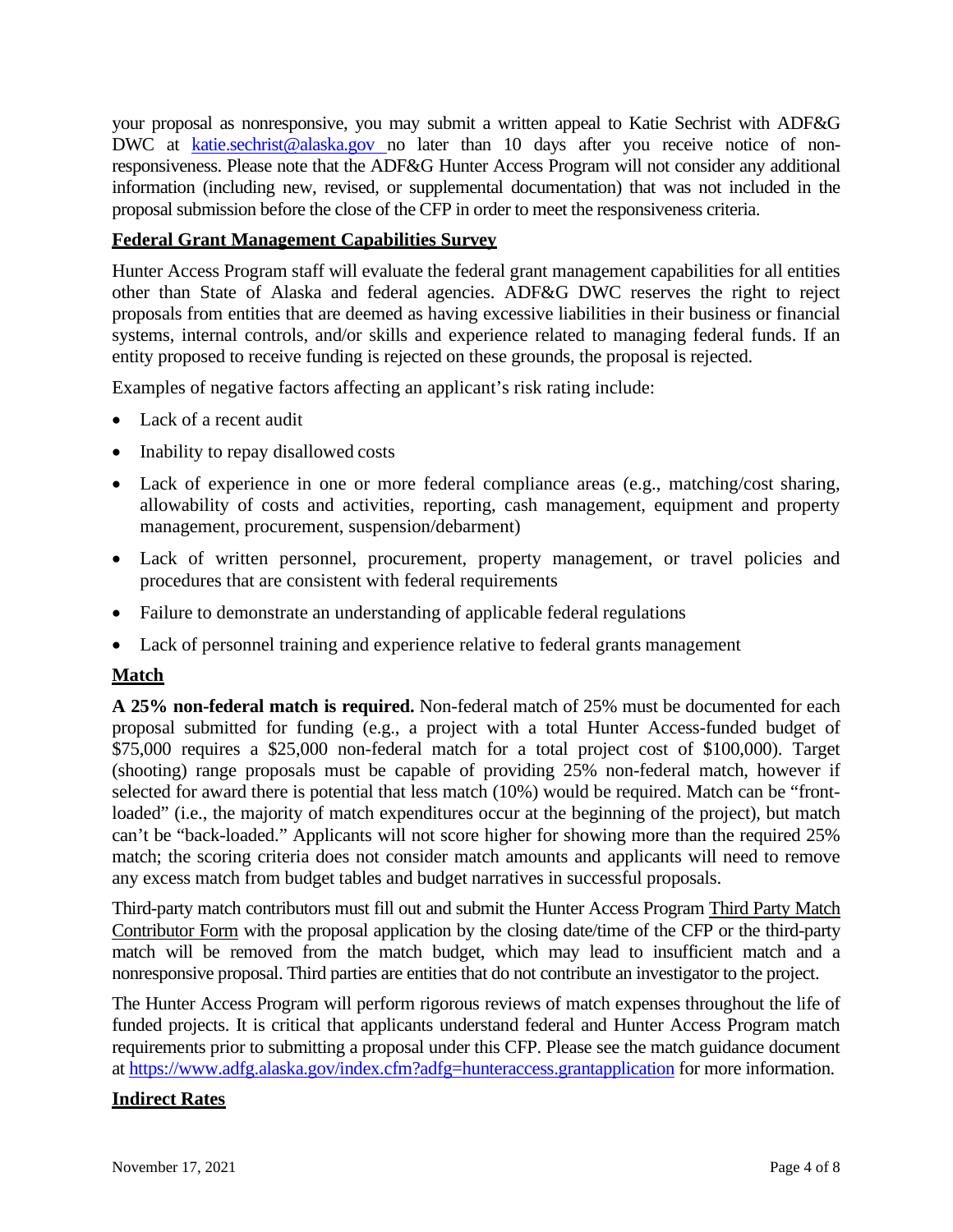your proposal as nonresponsive, you may submit a written appeal to Katie Sechrist with ADF&G DWC at [katie.sechrist@alaska.gov](mailto:katie.sechrist@alaska.gov) no later than 10 days after you receive notice of non-responsiveness. Please note that the ADF&G Hunter Access Program will not consider any additional information (including new, revised, or supplemental documentation) that was not included in the proposal submission before the close of the CFP in order to meet the responsiveness criteria.

## Federal Grant Management Capabilities Survey

Hunter Access Program staff will evaluate the federal grant management capabilities for all entities other than State of Alaska and federal agencies. ADF&G DWC reserves the right to reject proposals from entities that are deemed as having excessive liabilities in their business or financial systems, internal controls, and/or skills and experience related to managing federal funds. If an entity proposed to receive funding is rejected on these grounds, the proposal is rejected.

Examples of negative factors affecting an applicant's risk rating include:

- Lack of a recent audit
- Inability to repay disallowed costs
- Lack of experience in one or more federal compliance areas (e.g., matching/cost sharing, allowability of costs and activities, reporting, cash management, equipment and property management, procurement, suspension/debarment)
- Lack of written personnel, procurement, property management, or travel policies and procedures that are consistent with federal requirements
- Failure to demonstrate an understanding of applicable federal regulations
- Lack of personnel training and experience relative to federal grants management

## Match

**A 25% non-federal match is required.** Non-federal match of 25% must be documented for each proposal submitted for funding (e.g., a project with a total Hunter Access-funded budget of $75,000 requires a $25,000 non-federal match for a total project cost of $100,000). Target (shooting) range proposals must be capable of providing 25% non-federal match, however if selected for award there is potential that less match (10%) would be required. Match can be "front-loaded" (i.e., the majority of match expenditures occur at the beginning of the project), but match can't be "back-loaded." Applicants will not score higher for showing more than the required 25% match; the scoring criteria does not consider match amounts and applicants will need to remove any excess match from budget tables and budget narratives in successful proposals.

Third-party match contributors must fill out and submit the Hunter Access Program Third Party Match Contributor Form with the proposal application by the closing date/time of the CFP or the third-party match will be removed from the match budget, which may lead to insufficient match and a nonresponsive proposal. Third parties are entities that do not contribute an investigator to the project.

The Hunter Access Program will perform rigorous reviews of match expenses throughout the life of funded projects. It is critical that applicants understand federal and Hunter Access Program match requirements prior to submitting a proposal under this CFP. Please see the match guidance document at [https://www.adfg.alaska.gov/index.cfm?adfg=hunteraccess.grantapplication](https://www.adfg.alaska.gov/index.cfm?adfg=hunteraccess.grantapplication) for more information.

## Indirect Rates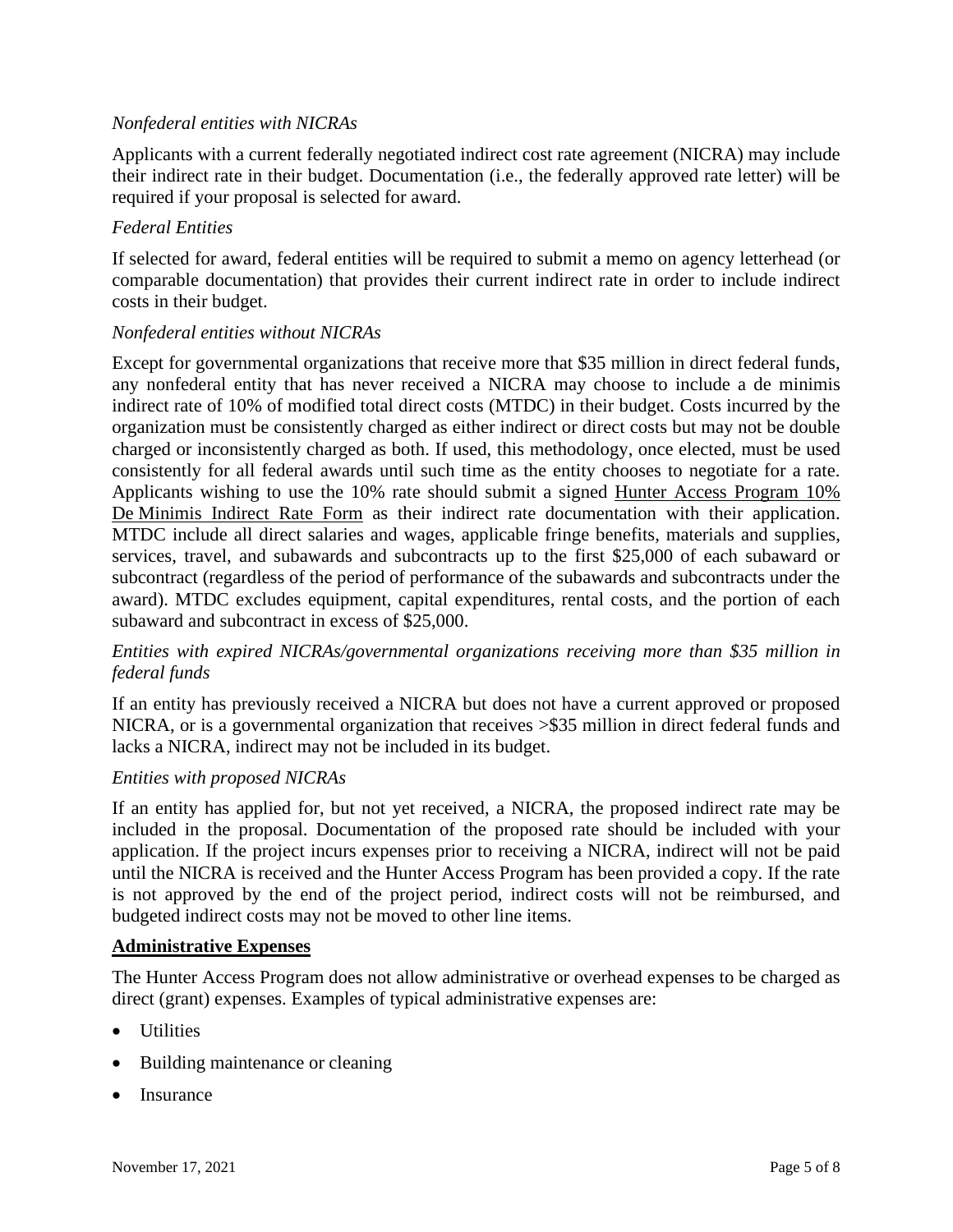*Nonfederal entities with NICRAs*

Applicants with a current federally negotiated indirect cost rate agreement (NICRA) may include their indirect rate in their budget. Documentation (i.e., the federally approved rate letter) will be required if your proposal is selected for award.

*Federal Entities*

If selected for award, federal entities will be required to submit a memo on agency letterhead (or comparable documentation) that provides their current indirect rate in order to include indirect costs in their budget.

*Nonfederal entities without NICRAs*

Except for governmental organizations that receive more that $35 million in direct federal funds, any nonfederal entity that has never received a NICRA may choose to include a de minimis indirect rate of 10% of modified total direct costs (MTDC) in their budget. Costs incurred by the organization must be consistently charged as either indirect or direct costs but may not be double charged or inconsistently charged as both. If used, this methodology, once elected, must be used consistently for all federal awards until such time as the entity chooses to negotiate for a rate. Applicants wishing to use the 10% rate should submit a signed Hunter Access Program 10% De Minimis Indirect Rate Form as their indirect rate documentation with their application. MTDC include all direct salaries and wages, applicable fringe benefits, materials and supplies, services, travel, and subawards and subcontracts up to the first $25,000 of each subaward or subcontract (regardless of the period of performance of the subawards and subcontracts under the award). MTDC excludes equipment, capital expenditures, rental costs, and the portion of each subaward and subcontract in excess of $25,000.

*Entities with expired NICRAs/governmental organizations receiving more than $35 million in federal funds*

If an entity has previously received a NICRA but does not have a current approved or proposed NICRA, or is a governmental organization that receives >$35 million in direct federal funds and lacks a NICRA, indirect may not be included in its budget.

*Entities with proposed NICRAs*

If an entity has applied for, but not yet received, a NICRA, the proposed indirect rate may be included in the proposal. Documentation of the proposed rate should be included with your application. If the project incurs expenses prior to receiving a NICRA, indirect will not be paid until the NICRA is received and the Hunter Access Program has been provided a copy. If the rate is not approved by the end of the project period, indirect costs will not be reimbursed, and budgeted indirect costs may not be moved to other line items.

**Administrative Expenses**

The Hunter Access Program does not allow administrative or overhead expenses to be charged as direct (grant) expenses. Examples of typical administrative expenses are:

- Utilities
- Building maintenance or cleaning
- Insurance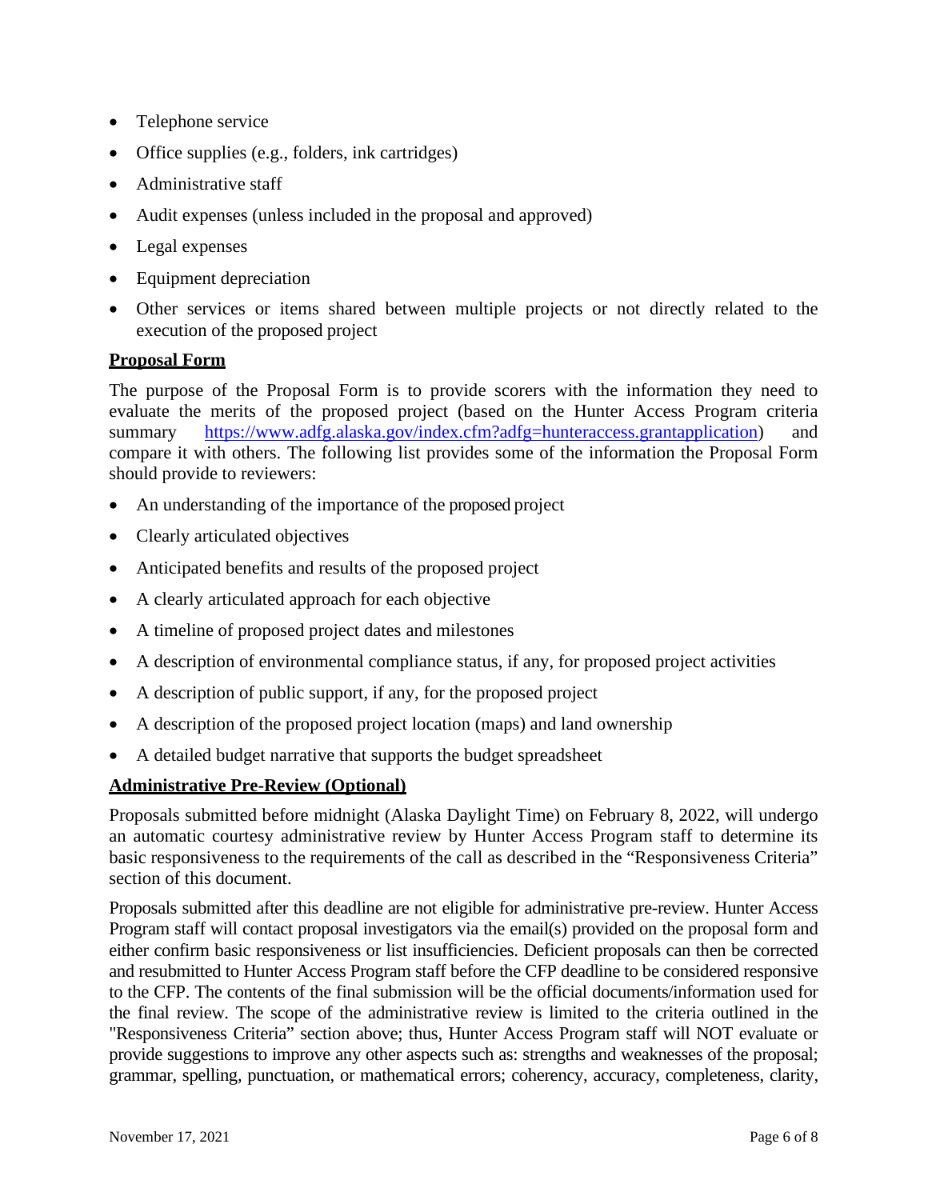- Telephone service
- Office supplies (e.g., folders, ink cartridges)
- Administrative staff
- Audit expenses (unless included in the proposal and approved)
- Legal expenses
- Equipment depreciation
- Other services or items shared between multiple projects or not directly related to the execution of the proposed project

**Proposal Form**

The purpose of the Proposal Form is to provide scorers with the information they need to evaluate the merits of the proposed project (based on the Hunter Access Program criteria summary [https://www.adfg.alaska.gov/index.cfm?adfg=hunteraccess.grantapplication](https://www.adfg.alaska.gov/index.cfm?adfg=hunteraccess.grantapplication)) and compare it with others. The following list provides some of the information the Proposal Form should provide to reviewers:

- An understanding of the importance of the proposed project
- Clearly articulated objectives
- Anticipated benefits and results of the proposed project
- A clearly articulated approach for each objective
- A timeline of proposed project dates and milestones
- A description of environmental compliance status, if any, for proposed project activities
- A description of public support, if any, for the proposed project
- A description of the proposed project location (maps) and land ownership
- A detailed budget narrative that supports the budget spreadsheet

**Administrative Pre-Review (Optional)**

Proposals submitted before midnight (Alaska Daylight Time) on February 8, 2022, will undergo an automatic courtesy administrative review by Hunter Access Program staff to determine its basic responsiveness to the requirements of the call as described in the "Responsiveness Criteria" section of this document.

Proposals submitted after this deadline are not eligible for administrative pre-review. Hunter Access Program staff will contact proposal investigators via the email(s) provided on the proposal form and either confirm basic responsiveness or list insufficiencies. Deficient proposals can then be corrected and resubmitted to Hunter Access Program staff before the CFP deadline to be considered responsive to the CFP. The contents of the final submission will be the official documents/information used for the final review. The scope of the administrative review is limited to the criteria outlined in the "Responsiveness Criteria" section above; thus, Hunter Access Program staff will NOT evaluate or provide suggestions to improve any other aspects such as: strengths and weaknesses of the proposal; grammar, spelling, punctuation, or mathematical errors; coherency, accuracy, completeness, clarity,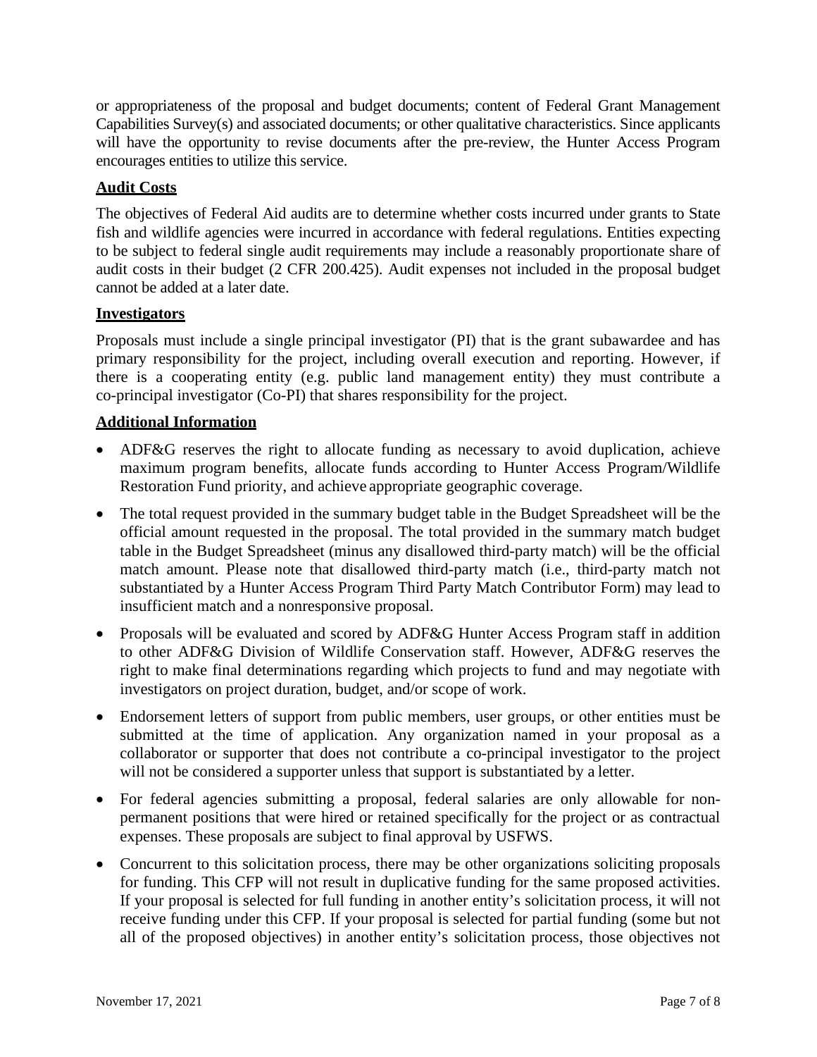or appropriateness of the proposal and budget documents; content of Federal Grant Management Capabilities Survey(s) and associated documents; or other qualitative characteristics. Since applicants will have the opportunity to revise documents after the pre-review, the Hunter Access Program encourages entities to utilize this service.

## Audit Costs

The objectives of Federal Aid audits are to determine whether costs incurred under grants to State fish and wildlife agencies were incurred in accordance with federal regulations. Entities expecting to be subject to federal single audit requirements may include a reasonably proportionate share of audit costs in their budget (2 CFR 200.425). Audit expenses not included in the proposal budget cannot be added at a later date.

## Investigators

Proposals must include a single principal investigator (PI) that is the grant subawardee and has primary responsibility for the project, including overall execution and reporting. However, if there is a cooperating entity (e.g. public land management entity) they must contribute a co-principal investigator (Co-PI) that shares responsibility for the project.

## Additional Information

- ADF&G reserves the right to allocate funding as necessary to avoid duplication, achieve maximum program benefits, allocate funds according to Hunter Access Program/Wildlife Restoration Fund priority, and achieve appropriate geographic coverage.
- The total request provided in the summary budget table in the Budget Spreadsheet will be the official amount requested in the proposal. The total provided in the summary match budget table in the Budget Spreadsheet (minus any disallowed third-party match) will be the official match amount. Please note that disallowed third-party match (i.e., third-party match not substantiated by a Hunter Access Program Third Party Match Contributor Form) may lead to insufficient match and a nonresponsive proposal.
- Proposals will be evaluated and scored by ADF&G Hunter Access Program staff in addition to other ADF&G Division of Wildlife Conservation staff. However, ADF&G reserves the right to make final determinations regarding which projects to fund and may negotiate with investigators on project duration, budget, and/or scope of work.
- Endorsement letters of support from public members, user groups, or other entities must be submitted at the time of application. Any organization named in your proposal as a collaborator or supporter that does not contribute a co-principal investigator to the project will not be considered a supporter unless that support is substantiated by a letter.
- For federal agencies submitting a proposal, federal salaries are only allowable for non-permanent positions that were hired or retained specifically for the project or as contractual expenses. These proposals are subject to final approval by USFWS.
- Concurrent to this solicitation process, there may be other organizations soliciting proposals for funding. This CFP will not result in duplicative funding for the same proposed activities. If your proposal is selected for full funding in another entity's solicitation process, it will not receive funding under this CFP. If your proposal is selected for partial funding (some but not all of the proposed objectives) in another entity's solicitation process, those objectives not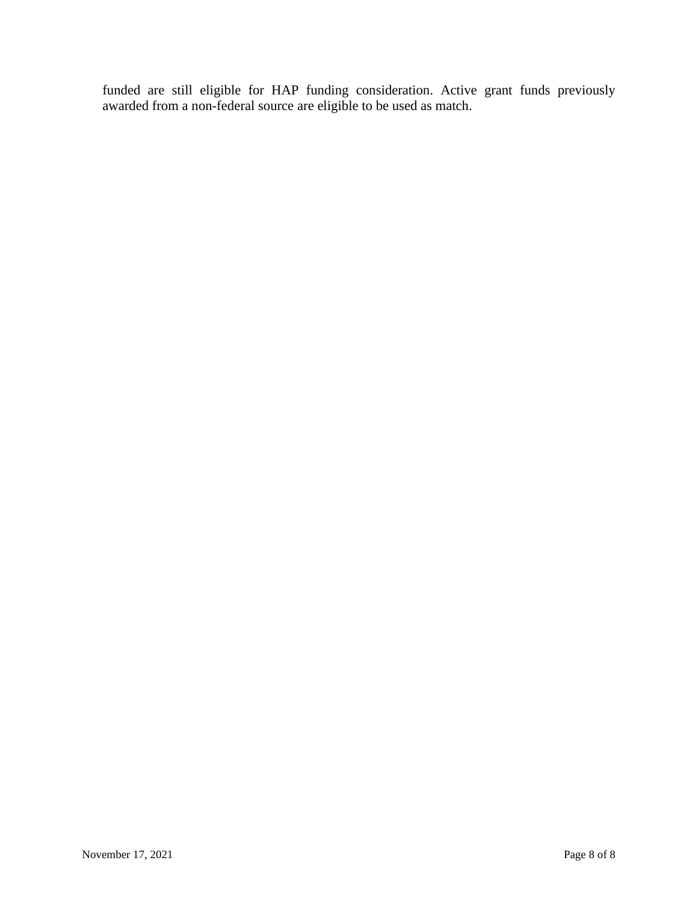funded are still eligible for HAP funding consideration. Active grant funds previously awarded from a non-federal source are eligible to be used as match.